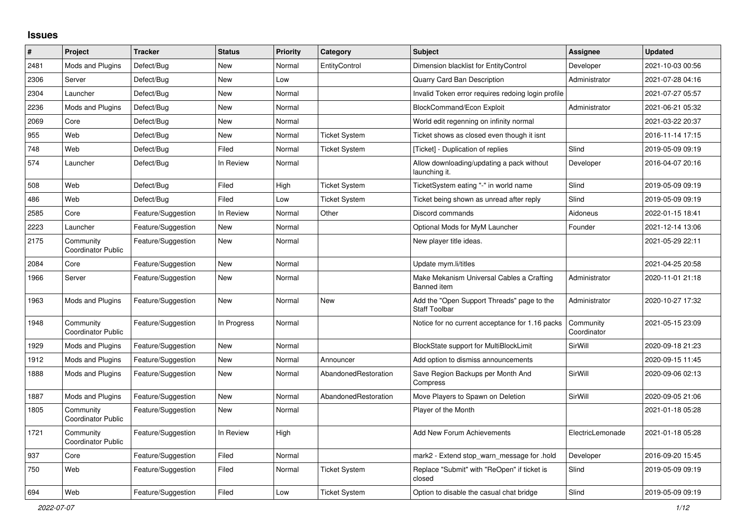## Issues

| # | Project | Tracker | Status | Priority | Category | Subject | Assignee | Updated |
|---|---|---|---|---|---|---|---|---|
| 2481 | Mods and Plugins | Defect/Bug | New | Normal | EntityControl | Dimension blacklist for EntityControl | Developer | 2021-10-03 00:56 |
| 2306 | Server | Defect/Bug | New | Low | | Quarry Card Ban Description | Administrator | 2021-07-28 04:16 |
| 2304 | Launcher | Defect/Bug | New | Normal | | Invalid Token error requires redoing login profile | | 2021-07-27 05:57 |
| 2236 | Mods and Plugins | Defect/Bug | New | Normal | | BlockCommand/Econ Exploit | Administrator | 2021-06-21 05:32 |
| 2069 | Core | Defect/Bug | New | Normal | | World edit regenning on infinity normal | | 2021-03-22 20:37 |
| 955 | Web | Defect/Bug | New | Normal | Ticket System | Ticket shows as closed even though it isnt | | 2016-11-14 17:15 |
| 748 | Web | Defect/Bug | Filed | Normal | Ticket System | [Ticket] - Duplication of replies | Slind | 2019-05-09 09:19 |
| 574 | Launcher | Defect/Bug | In Review | Normal | | Allow downloading/updating a pack without launching it. | Developer | 2016-04-07 20:16 |
| 508 | Web | Defect/Bug | Filed | High | Ticket System | TicketSystem eating "-" in world name | Slind | 2019-05-09 09:19 |
| 486 | Web | Defect/Bug | Filed | Low | Ticket System | Ticket being shown as unread after reply | Slind | 2019-05-09 09:19 |
| 2585 | Core | Feature/Suggestion | In Review | Normal | Other | Discord commands | Aidoneus | 2022-01-15 18:41 |
| 2223 | Launcher | Feature/Suggestion | New | Normal | | Optional Mods for MyM Launcher | Founder | 2021-12-14 13:06 |
| 2175 | Community Coordinator Public | Feature/Suggestion | New | Normal | | New player title ideas. | | 2021-05-29 22:11 |
| 2084 | Core | Feature/Suggestion | New | Normal | | Update mym.li/titles | | 2021-04-25 20:58 |
| 1966 | Server | Feature/Suggestion | New | Normal | | Make Mekanism Universal Cables a Crafting Banned item | Administrator | 2020-11-01 21:18 |
| 1963 | Mods and Plugins | Feature/Suggestion | New | Normal | New | Add the "Open Support Threads" page to the Staff Toolbar | Administrator | 2020-10-27 17:32 |
| 1948 | Community Coordinator Public | Feature/Suggestion | In Progress | Normal | | Notice for no current acceptance for 1.16 packs | Community Coordinator | 2021-05-15 23:09 |
| 1929 | Mods and Plugins | Feature/Suggestion | New | Normal | | BlockState support for MultiBlockLimit | SirWill | 2020-09-18 21:23 |
| 1912 | Mods and Plugins | Feature/Suggestion | New | Normal | Announcer | Add option to dismiss announcements | | 2020-09-15 11:45 |
| 1888 | Mods and Plugins | Feature/Suggestion | New | Normal | AbandonedRestoration | Save Region Backups per Month And Compress | SirWill | 2020-09-06 02:13 |
| 1887 | Mods and Plugins | Feature/Suggestion | New | Normal | AbandonedRestoration | Move Players to Spawn on Deletion | SirWill | 2020-09-05 21:06 |
| 1805 | Community Coordinator Public | Feature/Suggestion | New | Normal | | Player of the Month | | 2021-01-18 05:28 |
| 1721 | Community Coordinator Public | Feature/Suggestion | In Review | High | | Add New Forum Achievements | ElectricLemonade | 2021-01-18 05:28 |
| 937 | Core | Feature/Suggestion | Filed | Normal | | mark2 - Extend stop_warn_message for .hold | Developer | 2016-09-20 15:45 |
| 750 | Web | Feature/Suggestion | Filed | Normal | Ticket System | Replace "Submit" with "ReOpen" if ticket is closed | Slind | 2019-05-09 09:19 |
| 694 | Web | Feature/Suggestion | Filed | Low | Ticket System | Option to disable the casual chat bridge | Slind | 2019-05-09 09:19 |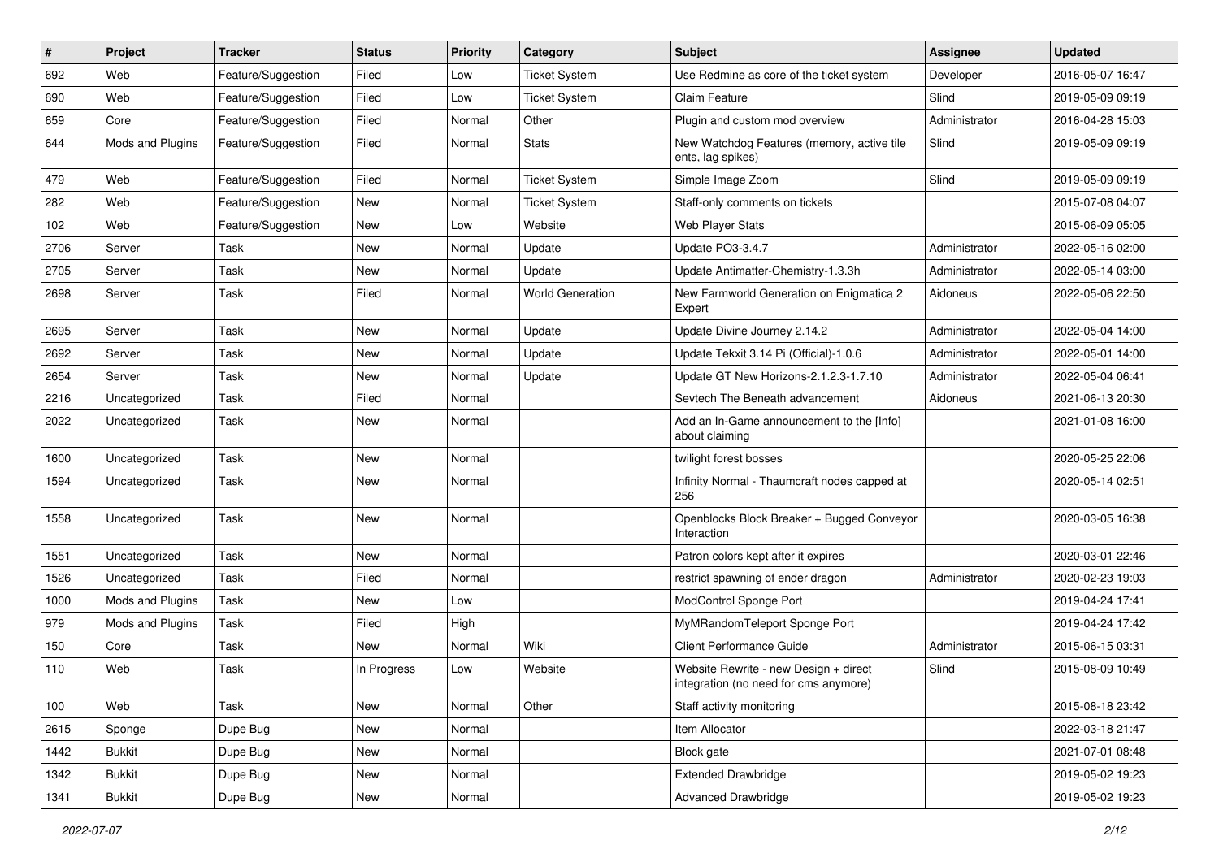| # | Project | Tracker | Status | Priority | Category | Subject | Assignee | Updated |
|---|---|---|---|---|---|---|---|---|
| 692 | Web | Feature/Suggestion | Filed | Low | Ticket System | Use Redmine as core of the ticket system | Developer | 2016-05-07 16:47 |
| 690 | Web | Feature/Suggestion | Filed | Low | Ticket System | Claim Feature | Slind | 2019-05-09 09:19 |
| 659 | Core | Feature/Suggestion | Filed | Normal | Other | Plugin and custom mod overview | Administrator | 2016-04-28 15:03 |
| 644 | Mods and Plugins | Feature/Suggestion | Filed | Normal | Stats | New Watchdog Features (memory, active tile ents, lag spikes) | Slind | 2019-05-09 09:19 |
| 479 | Web | Feature/Suggestion | Filed | Normal | Ticket System | Simple Image Zoom | Slind | 2019-05-09 09:19 |
| 282 | Web | Feature/Suggestion | New | Normal | Ticket System | Staff-only comments on tickets | | 2015-07-08 04:07 |
| 102 | Web | Feature/Suggestion | New | Low | Website | Web Player Stats | | 2015-06-09 05:05 |
| 2706 | Server | Task | New | Normal | Update | Update PO3-3.4.7 | Administrator | 2022-05-16 02:00 |
| 2705 | Server | Task | New | Normal | Update | Update Antimatter-Chemistry-1.3.3h | Administrator | 2022-05-14 03:00 |
| 2698 | Server | Task | Filed | Normal | World Generation | New Farmworld Generation on Enigmatica 2 Expert | Aidoneus | 2022-05-06 22:50 |
| 2695 | Server | Task | New | Normal | Update | Update Divine Journey 2.14.2 | Administrator | 2022-05-04 14:00 |
| 2692 | Server | Task | New | Normal | Update | Update Tekxit 3.14 Pi (Official)-1.0.6 | Administrator | 2022-05-01 14:00 |
| 2654 | Server | Task | New | Normal | Update | Update GT New Horizons-2.1.2.3-1.7.10 | Administrator | 2022-05-04 06:41 |
| 2216 | Uncategorized | Task | Filed | Normal | | Sevtech The Beneath advancement | Aidoneus | 2021-06-13 20:30 |
| 2022 | Uncategorized | Task | New | Normal | | Add an In-Game announcement to the [Info] about claiming | | 2021-01-08 16:00 |
| 1600 | Uncategorized | Task | New | Normal | | twilight forest bosses | | 2020-05-25 22:06 |
| 1594 | Uncategorized | Task | New | Normal | | Infinity Normal - Thaumcraft nodes capped at 256 | | 2020-05-14 02:51 |
| 1558 | Uncategorized | Task | New | Normal | | Openblocks Block Breaker + Bugged Conveyor Interaction | | 2020-03-05 16:38 |
| 1551 | Uncategorized | Task | New | Normal | | Patron colors kept after it expires | | 2020-03-01 22:46 |
| 1526 | Uncategorized | Task | Filed | Normal | | restrict spawning of ender dragon | Administrator | 2020-02-23 19:03 |
| 1000 | Mods and Plugins | Task | New | Low | | ModControl Sponge Port | | 2019-04-24 17:41 |
| 979 | Mods and Plugins | Task | Filed | High | | MyMRandomTeleport Sponge Port | | 2019-04-24 17:42 |
| 150 | Core | Task | New | Normal | Wiki | Client Performance Guide | Administrator | 2015-06-15 03:31 |
| 110 | Web | Task | In Progress | Low | Website | Website Rewrite - new Design + direct integration (no need for cms anymore) | Slind | 2015-08-09 10:49 |
| 100 | Web | Task | New | Normal | Other | Staff activity monitoring | | 2015-08-18 23:42 |
| 2615 | Sponge | Dupe Bug | New | Normal | | Item Allocator | | 2022-03-18 21:47 |
| 1442 | Bukkit | Dupe Bug | New | Normal | | Block gate | | 2021-07-01 08:48 |
| 1342 | Bukkit | Dupe Bug | New | Normal | | Extended Drawbridge | | 2019-05-02 19:23 |
| 1341 | Bukkit | Dupe Bug | New | Normal | | Advanced Drawbridge | | 2019-05-02 19:23 |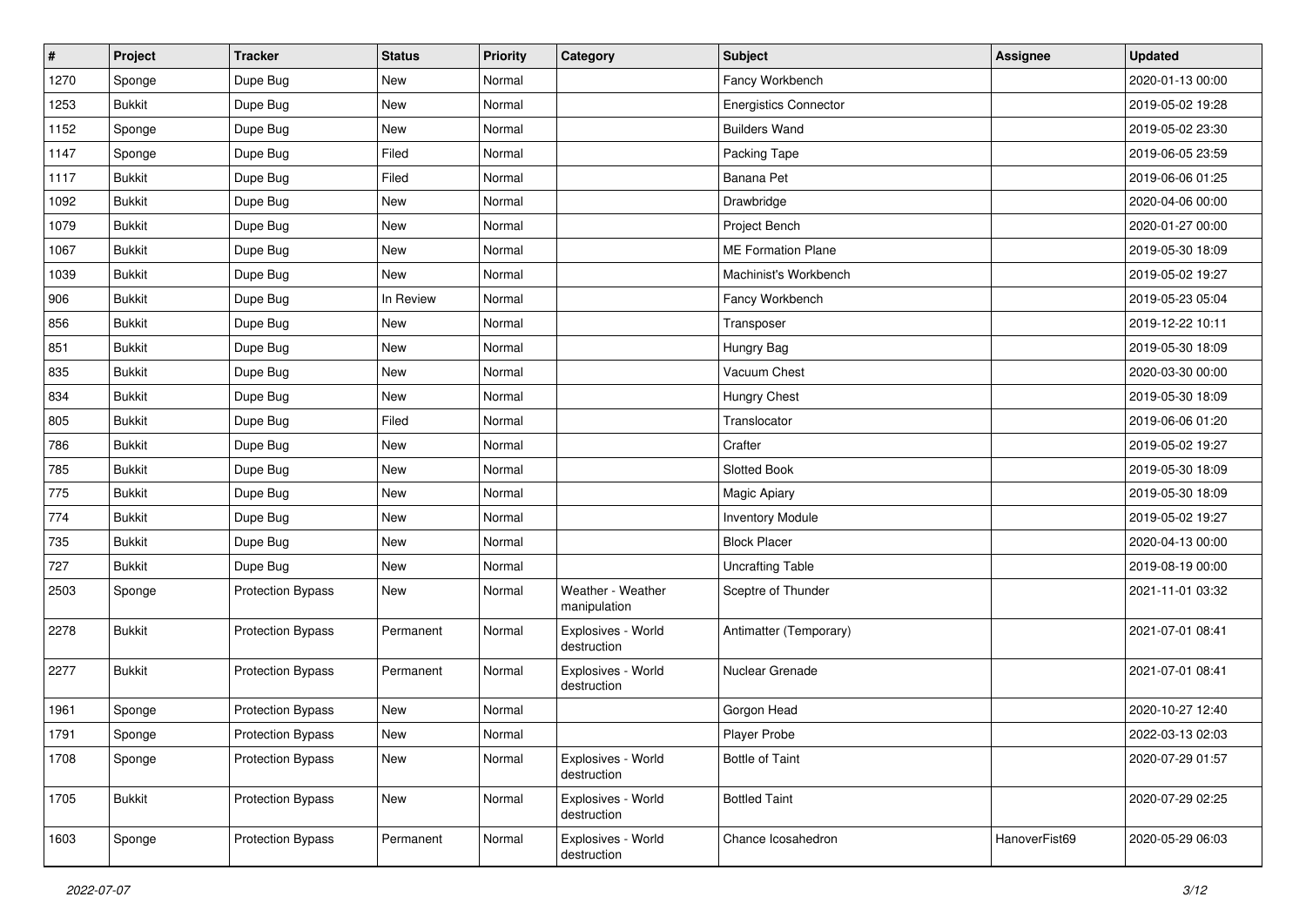| # | Project | Tracker | Status | Priority | Category | Subject | Assignee | Updated |
|---|---|---|---|---|---|---|---|---|
| 1270 | Sponge | Dupe Bug | New | Normal | | Fancy Workbench | | 2020-01-13 00:00 |
| 1253 | Bukkit | Dupe Bug | New | Normal | | Energistics Connector | | 2019-05-02 19:28 |
| 1152 | Sponge | Dupe Bug | New | Normal | | Builders Wand | | 2019-05-02 23:30 |
| 1147 | Sponge | Dupe Bug | Filed | Normal | | Packing Tape | | 2019-06-05 23:59 |
| 1117 | Bukkit | Dupe Bug | Filed | Normal | | Banana Pet | | 2019-06-06 01:25 |
| 1092 | Bukkit | Dupe Bug | New | Normal | | Drawbridge | | 2020-04-06 00:00 |
| 1079 | Bukkit | Dupe Bug | New | Normal | | Project Bench | | 2020-01-27 00:00 |
| 1067 | Bukkit | Dupe Bug | New | Normal | | ME Formation Plane | | 2019-05-30 18:09 |
| 1039 | Bukkit | Dupe Bug | New | Normal | | Machinist's Workbench | | 2019-05-02 19:27 |
| 906 | Bukkit | Dupe Bug | In Review | Normal | | Fancy Workbench | | 2019-05-23 05:04 |
| 856 | Bukkit | Dupe Bug | New | Normal | | Transposer | | 2019-12-22 10:11 |
| 851 | Bukkit | Dupe Bug | New | Normal | | Hungry Bag | | 2019-05-30 18:09 |
| 835 | Bukkit | Dupe Bug | New | Normal | | Vacuum Chest | | 2020-03-30 00:00 |
| 834 | Bukkit | Dupe Bug | New | Normal | | Hungry Chest | | 2019-05-30 18:09 |
| 805 | Bukkit | Dupe Bug | Filed | Normal | | Translocator | | 2019-06-06 01:20 |
| 786 | Bukkit | Dupe Bug | New | Normal | | Crafter | | 2019-05-02 19:27 |
| 785 | Bukkit | Dupe Bug | New | Normal | | Slotted Book | | 2019-05-30 18:09 |
| 775 | Bukkit | Dupe Bug | New | Normal | | Magic Apiary | | 2019-05-30 18:09 |
| 774 | Bukkit | Dupe Bug | New | Normal | | Inventory Module | | 2019-05-02 19:27 |
| 735 | Bukkit | Dupe Bug | New | Normal | | Block Placer | | 2020-04-13 00:00 |
| 727 | Bukkit | Dupe Bug | New | Normal | | Uncrafting Table | | 2019-08-19 00:00 |
| 2503 | Sponge | Protection Bypass | New | Normal | Weather - Weather manipulation | Sceptre of Thunder | | 2021-11-01 03:32 |
| 2278 | Bukkit | Protection Bypass | Permanent | Normal | Explosives - World destruction | Antimatter (Temporary) | | 2021-07-01 08:41 |
| 2277 | Bukkit | Protection Bypass | Permanent | Normal | Explosives - World destruction | Nuclear Grenade | | 2021-07-01 08:41 |
| 1961 | Sponge | Protection Bypass | New | Normal | | Gorgon Head | | 2020-10-27 12:40 |
| 1791 | Sponge | Protection Bypass | New | Normal | | Player Probe | | 2022-03-13 02:03 |
| 1708 | Sponge | Protection Bypass | New | Normal | Explosives - World destruction | Bottle of Taint | | 2020-07-29 01:57 |
| 1705 | Bukkit | Protection Bypass | New | Normal | Explosives - World destruction | Bottled Taint | | 2020-07-29 02:25 |
| 1603 | Sponge | Protection Bypass | Permanent | Normal | Explosives - World destruction | Chance Icosahedron | HanoverFist69 | 2020-05-29 06:03 |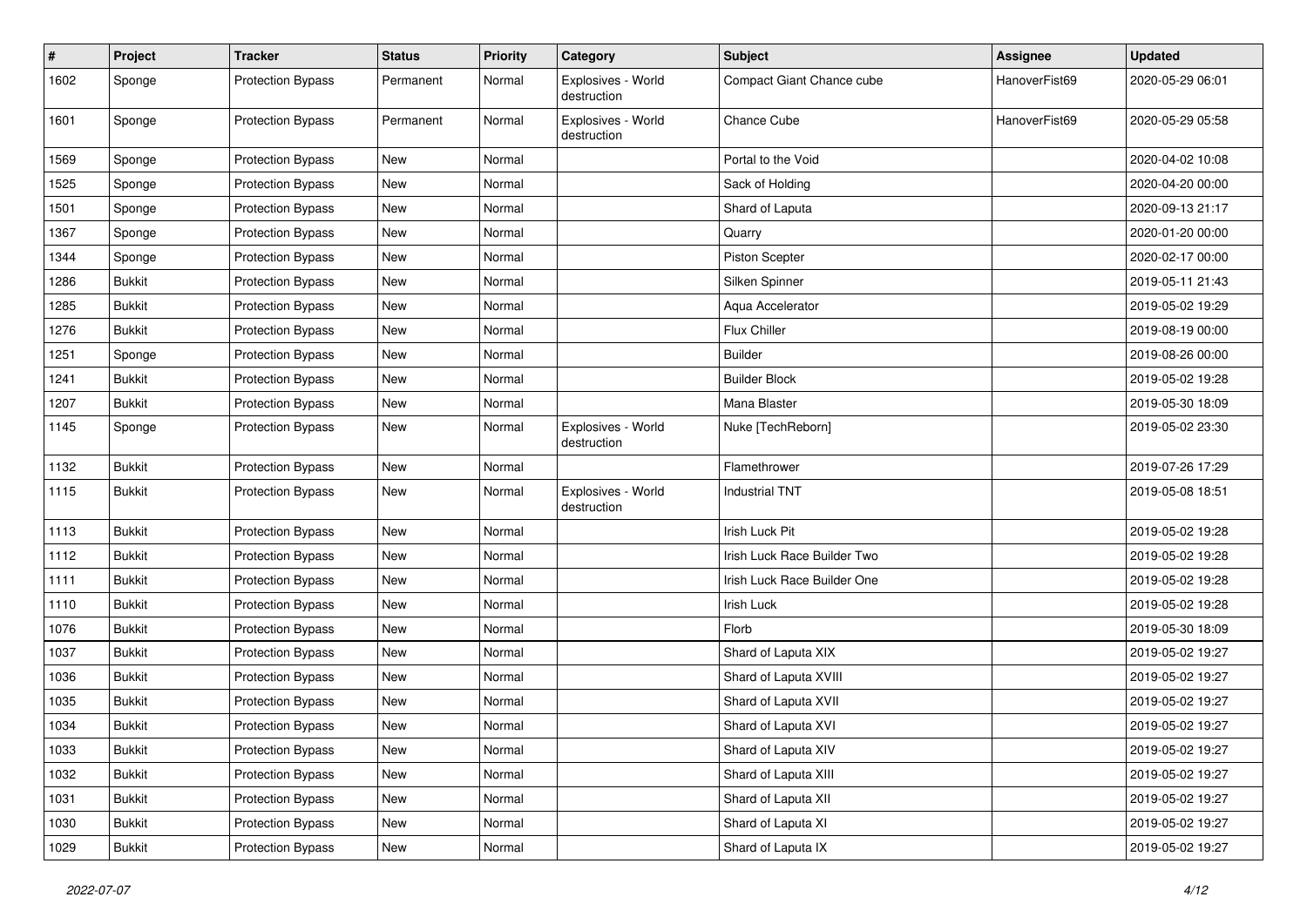| # | Project | Tracker | Status | Priority | Category | Subject | Assignee | Updated |
|---|---|---|---|---|---|---|---|---|
| 1602 | Sponge | Protection Bypass | Permanent | Normal | Explosives - World destruction | Compact Giant Chance cube | HanoverFist69 | 2020-05-29 06:01 |
| 1601 | Sponge | Protection Bypass | Permanent | Normal | Explosives - World destruction | Chance Cube | HanoverFist69 | 2020-05-29 05:58 |
| 1569 | Sponge | Protection Bypass | New | Normal | | Portal to the Void | | 2020-04-02 10:08 |
| 1525 | Sponge | Protection Bypass | New | Normal | | Sack of Holding | | 2020-04-20 00:00 |
| 1501 | Sponge | Protection Bypass | New | Normal | | Shard of Laputa | | 2020-09-13 21:17 |
| 1367 | Sponge | Protection Bypass | New | Normal | | Quarry | | 2020-01-20 00:00 |
| 1344 | Sponge | Protection Bypass | New | Normal | | Piston Scepter | | 2020-02-17 00:00 |
| 1286 | Bukkit | Protection Bypass | New | Normal | | Silken Spinner | | 2019-05-11 21:43 |
| 1285 | Bukkit | Protection Bypass | New | Normal | | Aqua Accelerator | | 2019-05-02 19:29 |
| 1276 | Bukkit | Protection Bypass | New | Normal | | Flux Chiller | | 2019-08-19 00:00 |
| 1251 | Sponge | Protection Bypass | New | Normal | | Builder | | 2019-08-26 00:00 |
| 1241 | Bukkit | Protection Bypass | New | Normal | | Builder Block | | 2019-05-02 19:28 |
| 1207 | Bukkit | Protection Bypass | New | Normal | | Mana Blaster | | 2019-05-30 18:09 |
| 1145 | Sponge | Protection Bypass | New | Normal | Explosives - World destruction | Nuke [TechReborn] | | 2019-05-02 23:30 |
| 1132 | Bukkit | Protection Bypass | New | Normal | | Flamethrower | | 2019-07-26 17:29 |
| 1115 | Bukkit | Protection Bypass | New | Normal | Explosives - World destruction | Industrial TNT | | 2019-05-08 18:51 |
| 1113 | Bukkit | Protection Bypass | New | Normal | | Irish Luck Pit | | 2019-05-02 19:28 |
| 1112 | Bukkit | Protection Bypass | New | Normal | | Irish Luck Race Builder Two | | 2019-05-02 19:28 |
| 1111 | Bukkit | Protection Bypass | New | Normal | | Irish Luck Race Builder One | | 2019-05-02 19:28 |
| 1110 | Bukkit | Protection Bypass | New | Normal | | Irish Luck | | 2019-05-02 19:28 |
| 1076 | Bukkit | Protection Bypass | New | Normal | | Florb | | 2019-05-30 18:09 |
| 1037 | Bukkit | Protection Bypass | New | Normal | | Shard of Laputa XIX | | 2019-05-02 19:27 |
| 1036 | Bukkit | Protection Bypass | New | Normal | | Shard of Laputa XVIII | | 2019-05-02 19:27 |
| 1035 | Bukkit | Protection Bypass | New | Normal | | Shard of Laputa XVII | | 2019-05-02 19:27 |
| 1034 | Bukkit | Protection Bypass | New | Normal | | Shard of Laputa XVI | | 2019-05-02 19:27 |
| 1033 | Bukkit | Protection Bypass | New | Normal | | Shard of Laputa XIV | | 2019-05-02 19:27 |
| 1032 | Bukkit | Protection Bypass | New | Normal | | Shard of Laputa XIII | | 2019-05-02 19:27 |
| 1031 | Bukkit | Protection Bypass | New | Normal | | Shard of Laputa XII | | 2019-05-02 19:27 |
| 1030 | Bukkit | Protection Bypass | New | Normal | | Shard of Laputa XI | | 2019-05-02 19:27 |
| 1029 | Bukkit | Protection Bypass | New | Normal | | Shard of Laputa IX | | 2019-05-02 19:27 |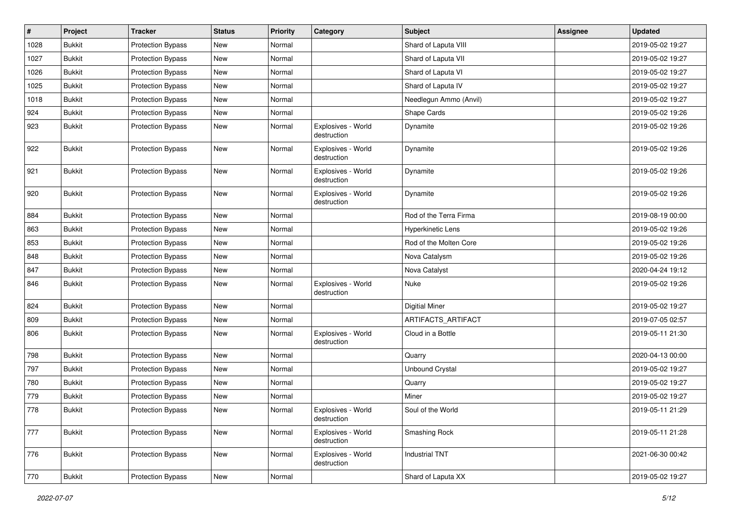| # | Project | Tracker | Status | Priority | Category | Subject | Assignee | Updated |
|---|---|---|---|---|---|---|---|---|
| 1028 | Bukkit | Protection Bypass | New | Normal | | Shard of Laputa VIII | | 2019-05-02 19:27 |
| 1027 | Bukkit | Protection Bypass | New | Normal | | Shard of Laputa VII | | 2019-05-02 19:27 |
| 1026 | Bukkit | Protection Bypass | New | Normal | | Shard of Laputa VI | | 2019-05-02 19:27 |
| 1025 | Bukkit | Protection Bypass | New | Normal | | Shard of Laputa IV | | 2019-05-02 19:27 |
| 1018 | Bukkit | Protection Bypass | New | Normal | | Needlegun Ammo (Anvil) | | 2019-05-02 19:27 |
| 924 | Bukkit | Protection Bypass | New | Normal | | Shape Cards | | 2019-05-02 19:26 |
| 923 | Bukkit | Protection Bypass | New | Normal | Explosives - World destruction | Dynamite | | 2019-05-02 19:26 |
| 922 | Bukkit | Protection Bypass | New | Normal | Explosives - World destruction | Dynamite | | 2019-05-02 19:26 |
| 921 | Bukkit | Protection Bypass | New | Normal | Explosives - World destruction | Dynamite | | 2019-05-02 19:26 |
| 920 | Bukkit | Protection Bypass | New | Normal | Explosives - World destruction | Dynamite | | 2019-05-02 19:26 |
| 884 | Bukkit | Protection Bypass | New | Normal | | Rod of the Terra Firma | | 2019-08-19 00:00 |
| 863 | Bukkit | Protection Bypass | New | Normal | | Hyperkinetic Lens | | 2019-05-02 19:26 |
| 853 | Bukkit | Protection Bypass | New | Normal | | Rod of the Molten Core | | 2019-05-02 19:26 |
| 848 | Bukkit | Protection Bypass | New | Normal | | Nova Catalysm | | 2019-05-02 19:26 |
| 847 | Bukkit | Protection Bypass | New | Normal | | Nova Catalyst | | 2020-04-24 19:12 |
| 846 | Bukkit | Protection Bypass | New | Normal | Explosives - World destruction | Nuke | | 2019-05-02 19:26 |
| 824 | Bukkit | Protection Bypass | New | Normal | | Digitial Miner | | 2019-05-02 19:27 |
| 809 | Bukkit | Protection Bypass | New | Normal | | ARTIFACTS_ARTIFACT | | 2019-07-05 02:57 |
| 806 | Bukkit | Protection Bypass | New | Normal | Explosives - World destruction | Cloud in a Bottle | | 2019-05-11 21:30 |
| 798 | Bukkit | Protection Bypass | New | Normal | | Quarry | | 2020-04-13 00:00 |
| 797 | Bukkit | Protection Bypass | New | Normal | | Unbound Crystal | | 2019-05-02 19:27 |
| 780 | Bukkit | Protection Bypass | New | Normal | | Quarry | | 2019-05-02 19:27 |
| 779 | Bukkit | Protection Bypass | New | Normal | | Miner | | 2019-05-02 19:27 |
| 778 | Bukkit | Protection Bypass | New | Normal | Explosives - World destruction | Soul of the World | | 2019-05-11 21:29 |
| 777 | Bukkit | Protection Bypass | New | Normal | Explosives - World destruction | Smashing Rock | | 2019-05-11 21:28 |
| 776 | Bukkit | Protection Bypass | New | Normal | Explosives - World destruction | Industrial TNT | | 2021-06-30 00:42 |
| 770 | Bukkit | Protection Bypass | New | Normal | | Shard of Laputa XX | | 2019-05-02 19:27 |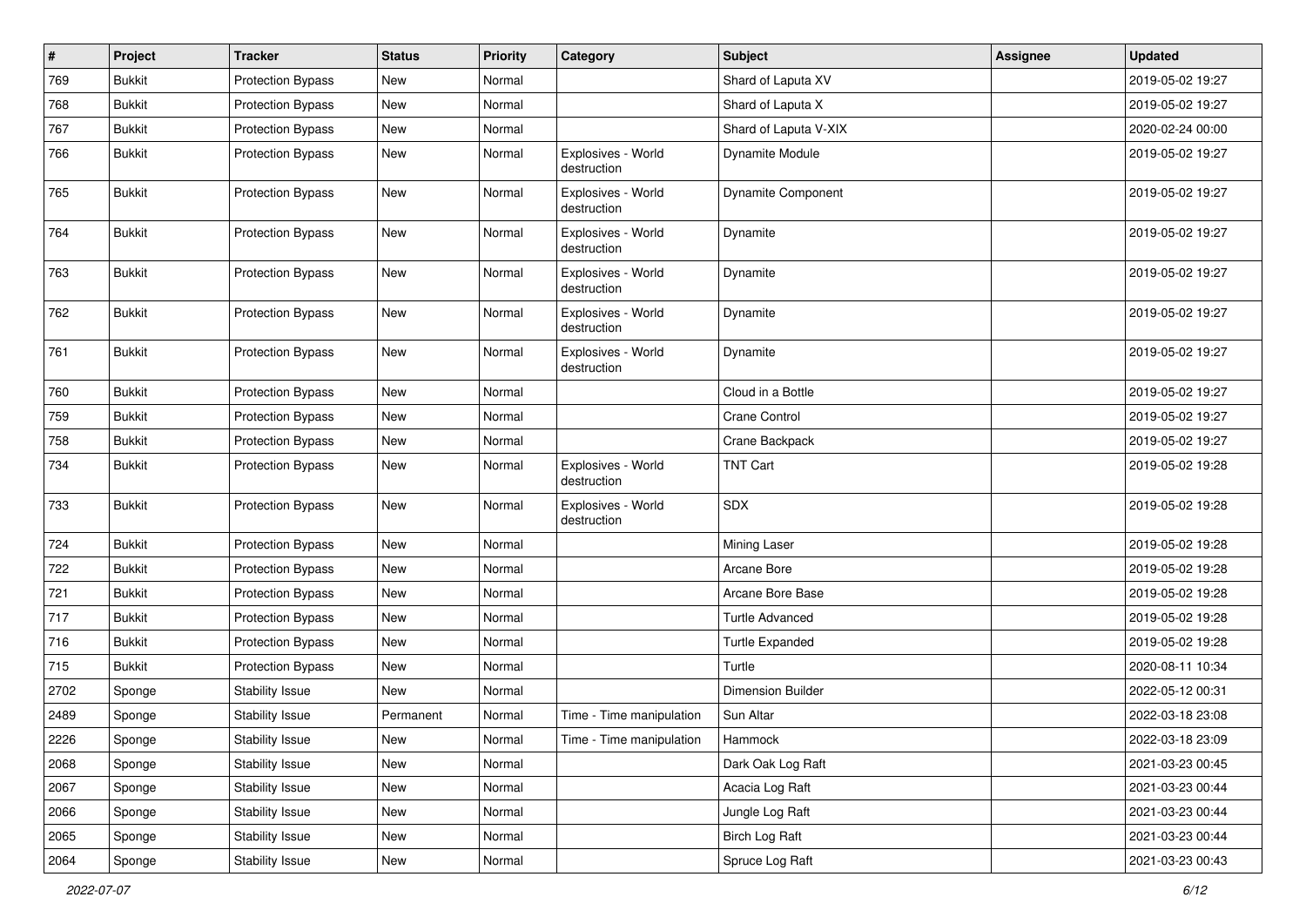| # | Project | Tracker | Status | Priority | Category | Subject | Assignee | Updated |
|---|---|---|---|---|---|---|---|---|
| 769 | Bukkit | Protection Bypass | New | Normal | | Shard of Laputa XV | | 2019-05-02 19:27 |
| 768 | Bukkit | Protection Bypass | New | Normal | | Shard of Laputa X | | 2019-05-02 19:27 |
| 767 | Bukkit | Protection Bypass | New | Normal | | Shard of Laputa V-XIX | | 2020-02-24 00:00 |
| 766 | Bukkit | Protection Bypass | New | Normal | Explosives - World destruction | Dynamite Module | | 2019-05-02 19:27 |
| 765 | Bukkit | Protection Bypass | New | Normal | Explosives - World destruction | Dynamite Component | | 2019-05-02 19:27 |
| 764 | Bukkit | Protection Bypass | New | Normal | Explosives - World destruction | Dynamite | | 2019-05-02 19:27 |
| 763 | Bukkit | Protection Bypass | New | Normal | Explosives - World destruction | Dynamite | | 2019-05-02 19:27 |
| 762 | Bukkit | Protection Bypass | New | Normal | Explosives - World destruction | Dynamite | | 2019-05-02 19:27 |
| 761 | Bukkit | Protection Bypass | New | Normal | Explosives - World destruction | Dynamite | | 2019-05-02 19:27 |
| 760 | Bukkit | Protection Bypass | New | Normal | | Cloud in a Bottle | | 2019-05-02 19:27 |
| 759 | Bukkit | Protection Bypass | New | Normal | | Crane Control | | 2019-05-02 19:27 |
| 758 | Bukkit | Protection Bypass | New | Normal | | Crane Backpack | | 2019-05-02 19:27 |
| 734 | Bukkit | Protection Bypass | New | Normal | Explosives - World destruction | TNT Cart | | 2019-05-02 19:28 |
| 733 | Bukkit | Protection Bypass | New | Normal | Explosives - World destruction | SDX | | 2019-05-02 19:28 |
| 724 | Bukkit | Protection Bypass | New | Normal | | Mining Laser | | 2019-05-02 19:28 |
| 722 | Bukkit | Protection Bypass | New | Normal | | Arcane Bore | | 2019-05-02 19:28 |
| 721 | Bukkit | Protection Bypass | New | Normal | | Arcane Bore Base | | 2019-05-02 19:28 |
| 717 | Bukkit | Protection Bypass | New | Normal | | Turtle Advanced | | 2019-05-02 19:28 |
| 716 | Bukkit | Protection Bypass | New | Normal | | Turtle Expanded | | 2019-05-02 19:28 |
| 715 | Bukkit | Protection Bypass | New | Normal | | Turtle | | 2020-08-11 10:34 |
| 2702 | Sponge | Stability Issue | New | Normal | | Dimension Builder | | 2022-05-12 00:31 |
| 2489 | Sponge | Stability Issue | Permanent | Normal | Time - Time manipulation | Sun Altar | | 2022-03-18 23:08 |
| 2226 | Sponge | Stability Issue | New | Normal | Time - Time manipulation | Hammock | | 2022-03-18 23:09 |
| 2068 | Sponge | Stability Issue | New | Normal | | Dark Oak Log Raft | | 2021-03-23 00:45 |
| 2067 | Sponge | Stability Issue | New | Normal | | Acacia Log Raft | | 2021-03-23 00:44 |
| 2066 | Sponge | Stability Issue | New | Normal | | Jungle Log Raft | | 2021-03-23 00:44 |
| 2065 | Sponge | Stability Issue | New | Normal | | Birch Log Raft | | 2021-03-23 00:44 |
| 2064 | Sponge | Stability Issue | New | Normal | | Spruce Log Raft | | 2021-03-23 00:43 |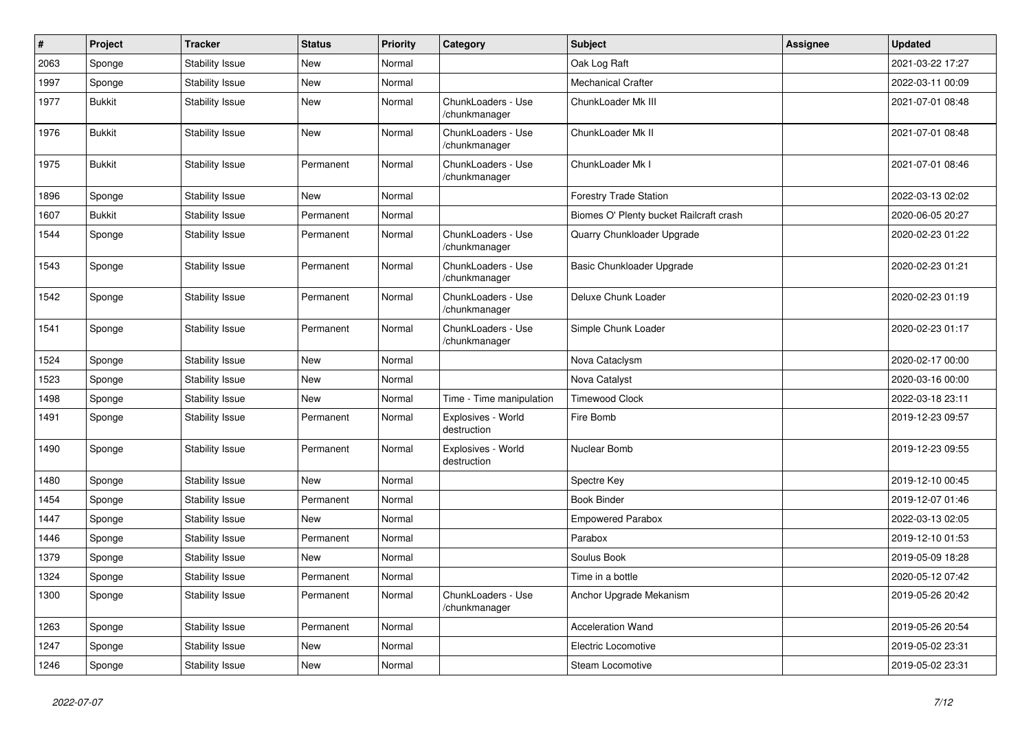| # | Project | Tracker | Status | Priority | Category | Subject | Assignee | Updated |
|---|---|---|---|---|---|---|---|---|
| 2063 | Sponge | Stability Issue | New | Normal | | Oak Log Raft | | 2021-03-22 17:27 |
| 1997 | Sponge | Stability Issue | New | Normal | | Mechanical Crafter | | 2022-03-11 00:09 |
| 1977 | Bukkit | Stability Issue | New | Normal | ChunkLoaders - Use /chunkmanager | ChunkLoader Mk III | | 2021-07-01 08:48 |
| 1976 | Bukkit | Stability Issue | New | Normal | ChunkLoaders - Use /chunkmanager | ChunkLoader Mk II | | 2021-07-01 08:48 |
| 1975 | Bukkit | Stability Issue | Permanent | Normal | ChunkLoaders - Use /chunkmanager | ChunkLoader Mk I | | 2021-07-01 08:46 |
| 1896 | Sponge | Stability Issue | New | Normal | | Forestry Trade Station | | 2022-03-13 02:02 |
| 1607 | Bukkit | Stability Issue | Permanent | Normal | | Biomes O' Plenty bucket Railcraft crash | | 2020-06-05 20:27 |
| 1544 | Sponge | Stability Issue | Permanent | Normal | ChunkLoaders - Use /chunkmanager | Quarry Chunkloader Upgrade | | 2020-02-23 01:22 |
| 1543 | Sponge | Stability Issue | Permanent | Normal | ChunkLoaders - Use /chunkmanager | Basic Chunkloader Upgrade | | 2020-02-23 01:21 |
| 1542 | Sponge | Stability Issue | Permanent | Normal | ChunkLoaders - Use /chunkmanager | Deluxe Chunk Loader | | 2020-02-23 01:19 |
| 1541 | Sponge | Stability Issue | Permanent | Normal | ChunkLoaders - Use /chunkmanager | Simple Chunk Loader | | 2020-02-23 01:17 |
| 1524 | Sponge | Stability Issue | New | Normal | | Nova Cataclysm | | 2020-02-17 00:00 |
| 1523 | Sponge | Stability Issue | New | Normal | | Nova Catalyst | | 2020-03-16 00:00 |
| 1498 | Sponge | Stability Issue | New | Normal | Time - Time manipulation | Timewood Clock | | 2022-03-18 23:11 |
| 1491 | Sponge | Stability Issue | Permanent | Normal | Explosives - World destruction | Fire Bomb | | 2019-12-23 09:57 |
| 1490 | Sponge | Stability Issue | Permanent | Normal | Explosives - World destruction | Nuclear Bomb | | 2019-12-23 09:55 |
| 1480 | Sponge | Stability Issue | New | Normal | | Spectre Key | | 2019-12-10 00:45 |
| 1454 | Sponge | Stability Issue | Permanent | Normal | | Book Binder | | 2019-12-07 01:46 |
| 1447 | Sponge | Stability Issue | New | Normal | | Empowered Parabox | | 2022-03-13 02:05 |
| 1446 | Sponge | Stability Issue | Permanent | Normal | | Parabox | | 2019-12-10 01:53 |
| 1379 | Sponge | Stability Issue | New | Normal | | Soulus Book | | 2019-05-09 18:28 |
| 1324 | Sponge | Stability Issue | Permanent | Normal | | Time in a bottle | | 2020-05-12 07:42 |
| 1300 | Sponge | Stability Issue | Permanent | Normal | ChunkLoaders - Use /chunkmanager | Anchor Upgrade Mekanism | | 2019-05-26 20:42 |
| 1263 | Sponge | Stability Issue | Permanent | Normal | | Acceleration Wand | | 2019-05-26 20:54 |
| 1247 | Sponge | Stability Issue | New | Normal | | Electric Locomotive | | 2019-05-02 23:31 |
| 1246 | Sponge | Stability Issue | New | Normal | | Steam Locomotive | | 2019-05-02 23:31 |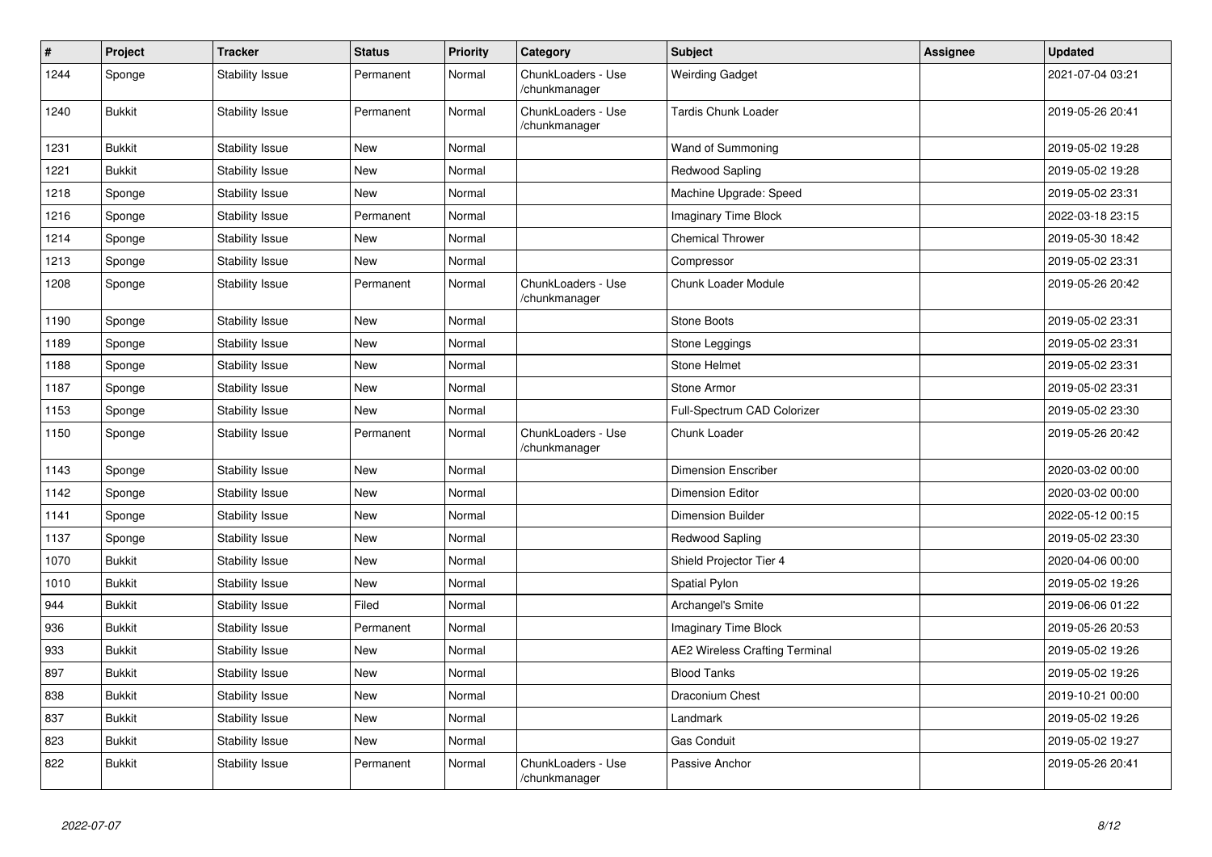| # | Project | Tracker | Status | Priority | Category | Subject | Assignee | Updated |
|---|---|---|---|---|---|---|---|---|
| 1244 | Sponge | Stability Issue | Permanent | Normal | ChunkLoaders - Use /chunkmanager | Weirding Gadget | | 2021-07-04 03:21 |
| 1240 | Bukkit | Stability Issue | Permanent | Normal | ChunkLoaders - Use /chunkmanager | Tardis Chunk Loader | | 2019-05-26 20:41 |
| 1231 | Bukkit | Stability Issue | New | Normal | | Wand of Summoning | | 2019-05-02 19:28 |
| 1221 | Bukkit | Stability Issue | New | Normal | | Redwood Sapling | | 2019-05-02 19:28 |
| 1218 | Sponge | Stability Issue | New | Normal | | Machine Upgrade: Speed | | 2019-05-02 23:31 |
| 1216 | Sponge | Stability Issue | Permanent | Normal | | Imaginary Time Block | | 2022-03-18 23:15 |
| 1214 | Sponge | Stability Issue | New | Normal | | Chemical Thrower | | 2019-05-30 18:42 |
| 1213 | Sponge | Stability Issue | New | Normal | | Compressor | | 2019-05-02 23:31 |
| 1208 | Sponge | Stability Issue | Permanent | Normal | ChunkLoaders - Use /chunkmanager | Chunk Loader Module | | 2019-05-26 20:42 |
| 1190 | Sponge | Stability Issue | New | Normal | | Stone Boots | | 2019-05-02 23:31 |
| 1189 | Sponge | Stability Issue | New | Normal | | Stone Leggings | | 2019-05-02 23:31 |
| 1188 | Sponge | Stability Issue | New | Normal | | Stone Helmet | | 2019-05-02 23:31 |
| 1187 | Sponge | Stability Issue | New | Normal | | Stone Armor | | 2019-05-02 23:31 |
| 1153 | Sponge | Stability Issue | New | Normal | | Full-Spectrum CAD Colorizer | | 2019-05-02 23:30 |
| 1150 | Sponge | Stability Issue | Permanent | Normal | ChunkLoaders - Use /chunkmanager | Chunk Loader | | 2019-05-26 20:42 |
| 1143 | Sponge | Stability Issue | New | Normal | | Dimension Enscriber | | 2020-03-02 00:00 |
| 1142 | Sponge | Stability Issue | New | Normal | | Dimension Editor | | 2020-03-02 00:00 |
| 1141 | Sponge | Stability Issue | New | Normal | | Dimension Builder | | 2022-05-12 00:15 |
| 1137 | Sponge | Stability Issue | New | Normal | | Redwood Sapling | | 2019-05-02 23:30 |
| 1070 | Bukkit | Stability Issue | New | Normal | | Shield Projector Tier 4 | | 2020-04-06 00:00 |
| 1010 | Bukkit | Stability Issue | New | Normal | | Spatial Pylon | | 2019-05-02 19:26 |
| 944 | Bukkit | Stability Issue | Filed | Normal | | Archangel's Smite | | 2019-06-06 01:22 |
| 936 | Bukkit | Stability Issue | Permanent | Normal | | Imaginary Time Block | | 2019-05-26 20:53 |
| 933 | Bukkit | Stability Issue | New | Normal | | AE2 Wireless Crafting Terminal | | 2019-05-02 19:26 |
| 897 | Bukkit | Stability Issue | New | Normal | | Blood Tanks | | 2019-05-02 19:26 |
| 838 | Bukkit | Stability Issue | New | Normal | | Draconium Chest | | 2019-10-21 00:00 |
| 837 | Bukkit | Stability Issue | New | Normal | | Landmark | | 2019-05-02 19:26 |
| 823 | Bukkit | Stability Issue | New | Normal | | Gas Conduit | | 2019-05-02 19:27 |
| 822 | Bukkit | Stability Issue | Permanent | Normal | ChunkLoaders - Use /chunkmanager | Passive Anchor | | 2019-05-26 20:41 |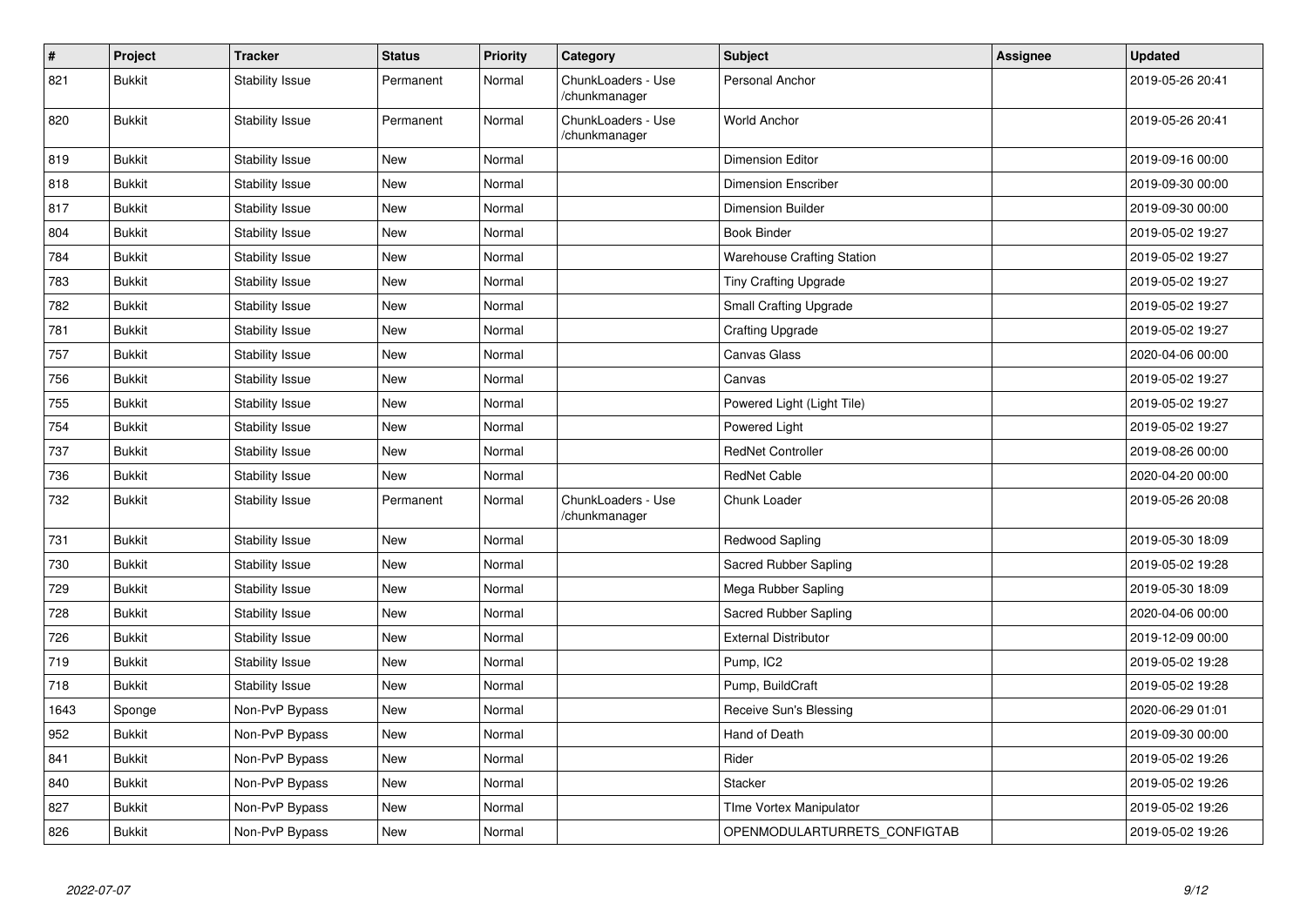| # | Project | Tracker | Status | Priority | Category | Subject | Assignee | Updated |
|---|---|---|---|---|---|---|---|---|
| 821 | Bukkit | Stability Issue | Permanent | Normal | ChunkLoaders - Use /chunkmanager | Personal Anchor | | 2019-05-26 20:41 |
| 820 | Bukkit | Stability Issue | Permanent | Normal | ChunkLoaders - Use /chunkmanager | World Anchor | | 2019-05-26 20:41 |
| 819 | Bukkit | Stability Issue | New | Normal | | Dimension Editor | | 2019-09-16 00:00 |
| 818 | Bukkit | Stability Issue | New | Normal | | Dimension Enscriber | | 2019-09-30 00:00 |
| 817 | Bukkit | Stability Issue | New | Normal | | Dimension Builder | | 2019-09-30 00:00 |
| 804 | Bukkit | Stability Issue | New | Normal | | Book Binder | | 2019-05-02 19:27 |
| 784 | Bukkit | Stability Issue | New | Normal | | Warehouse Crafting Station | | 2019-05-02 19:27 |
| 783 | Bukkit | Stability Issue | New | Normal | | Tiny Crafting Upgrade | | 2019-05-02 19:27 |
| 782 | Bukkit | Stability Issue | New | Normal | | Small Crafting Upgrade | | 2019-05-02 19:27 |
| 781 | Bukkit | Stability Issue | New | Normal | | Crafting Upgrade | | 2019-05-02 19:27 |
| 757 | Bukkit | Stability Issue | New | Normal | | Canvas Glass | | 2020-04-06 00:00 |
| 756 | Bukkit | Stability Issue | New | Normal | | Canvas | | 2019-05-02 19:27 |
| 755 | Bukkit | Stability Issue | New | Normal | | Powered Light (Light Tile) | | 2019-05-02 19:27 |
| 754 | Bukkit | Stability Issue | New | Normal | | Powered Light | | 2019-05-02 19:27 |
| 737 | Bukkit | Stability Issue | New | Normal | | RedNet Controller | | 2019-08-26 00:00 |
| 736 | Bukkit | Stability Issue | New | Normal | | RedNet Cable | | 2020-04-20 00:00 |
| 732 | Bukkit | Stability Issue | Permanent | Normal | ChunkLoaders - Use /chunkmanager | Chunk Loader | | 2019-05-26 20:08 |
| 731 | Bukkit | Stability Issue | New | Normal | | Redwood Sapling | | 2019-05-30 18:09 |
| 730 | Bukkit | Stability Issue | New | Normal | | Sacred Rubber Sapling | | 2019-05-02 19:28 |
| 729 | Bukkit | Stability Issue | New | Normal | | Mega Rubber Sapling | | 2019-05-30 18:09 |
| 728 | Bukkit | Stability Issue | New | Normal | | Sacred Rubber Sapling | | 2020-04-06 00:00 |
| 726 | Bukkit | Stability Issue | New | Normal | | External Distributor | | 2019-12-09 00:00 |
| 719 | Bukkit | Stability Issue | New | Normal | | Pump, IC2 | | 2019-05-02 19:28 |
| 718 | Bukkit | Stability Issue | New | Normal | | Pump, BuildCraft | | 2019-05-02 19:28 |
| 1643 | Sponge | Non-PvP Bypass | New | Normal | | Receive Sun's Blessing | | 2020-06-29 01:01 |
| 952 | Bukkit | Non-PvP Bypass | New | Normal | | Hand of Death | | 2019-09-30 00:00 |
| 841 | Bukkit | Non-PvP Bypass | New | Normal | | Rider | | 2019-05-02 19:26 |
| 840 | Bukkit | Non-PvP Bypass | New | Normal | | Stacker | | 2019-05-02 19:26 |
| 827 | Bukkit | Non-PvP Bypass | New | Normal | | TIme Vortex Manipulator | | 2019-05-02 19:26 |
| 826 | Bukkit | Non-PvP Bypass | New | Normal | | OPENMODULARTURRETS_CONFIGTAB | | 2019-05-02 19:26 |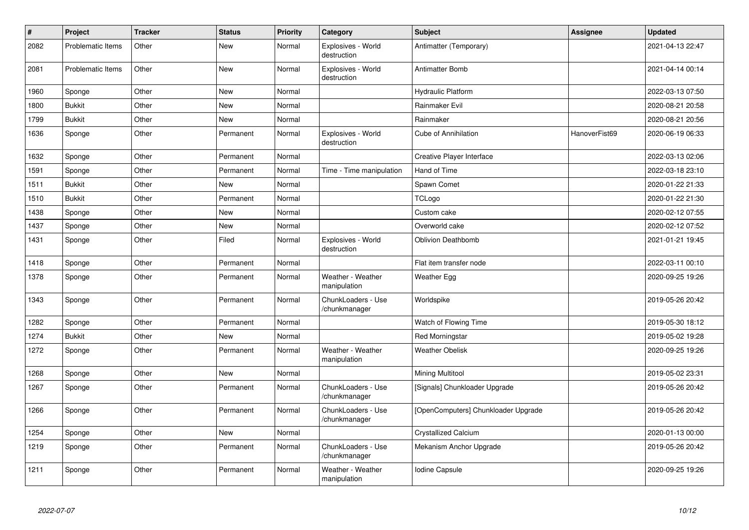| # | Project | Tracker | Status | Priority | Category | Subject | Assignee | Updated |
|---|---|---|---|---|---|---|---|---|
| 2082 | Problematic Items | Other | New | Normal | Explosives - World destruction | Antimatter (Temporary) | | 2021-04-13 22:47 |
| 2081 | Problematic Items | Other | New | Normal | Explosives - World destruction | Antimatter Bomb | | 2021-04-14 00:14 |
| 1960 | Sponge | Other | New | Normal | | Hydraulic Platform | | 2022-03-13 07:50 |
| 1800 | Bukkit | Other | New | Normal | | Rainmaker Evil | | 2020-08-21 20:58 |
| 1799 | Bukkit | Other | New | Normal | | Rainmaker | | 2020-08-21 20:56 |
| 1636 | Sponge | Other | Permanent | Normal | Explosives - World destruction | Cube of Annihilation | HanoverFist69 | 2020-06-19 06:33 |
| 1632 | Sponge | Other | Permanent | Normal | | Creative Player Interface | | 2022-03-13 02:06 |
| 1591 | Sponge | Other | Permanent | Normal | Time - Time manipulation | Hand of Time | | 2022-03-18 23:10 |
| 1511 | Bukkit | Other | New | Normal | | Spawn Comet | | 2020-01-22 21:33 |
| 1510 | Bukkit | Other | Permanent | Normal | | TCLogo | | 2020-01-22 21:30 |
| 1438 | Sponge | Other | New | Normal | | Custom cake | | 2020-02-12 07:55 |
| 1437 | Sponge | Other | New | Normal | | Overworld cake | | 2020-02-12 07:52 |
| 1431 | Sponge | Other | Filed | Normal | Explosives - World destruction | Oblivion Deathbomb | | 2021-01-21 19:45 |
| 1418 | Sponge | Other | Permanent | Normal | | Flat item transfer node | | 2022-03-11 00:10 |
| 1378 | Sponge | Other | Permanent | Normal | Weather - Weather manipulation | Weather Egg | | 2020-09-25 19:26 |
| 1343 | Sponge | Other | Permanent | Normal | ChunkLoaders - Use /chunkmanager | Worldspike | | 2019-05-26 20:42 |
| 1282 | Sponge | Other | Permanent | Normal | | Watch of Flowing Time | | 2019-05-30 18:12 |
| 1274 | Bukkit | Other | New | Normal | | Red Morningstar | | 2019-05-02 19:28 |
| 1272 | Sponge | Other | Permanent | Normal | Weather - Weather manipulation | Weather Obelisk | | 2020-09-25 19:26 |
| 1268 | Sponge | Other | New | Normal | | Mining Multitool | | 2019-05-02 23:31 |
| 1267 | Sponge | Other | Permanent | Normal | ChunkLoaders - Use /chunkmanager | [Signals] Chunkloader Upgrade | | 2019-05-26 20:42 |
| 1266 | Sponge | Other | Permanent | Normal | ChunkLoaders - Use /chunkmanager | [OpenComputers] Chunkloader Upgrade | | 2019-05-26 20:42 |
| 1254 | Sponge | Other | New | Normal | | Crystallized Calcium | | 2020-01-13 00:00 |
| 1219 | Sponge | Other | Permanent | Normal | ChunkLoaders - Use /chunkmanager | Mekanism Anchor Upgrade | | 2019-05-26 20:42 |
| 1211 | Sponge | Other | Permanent | Normal | Weather - Weather manipulation | Iodine Capsule | | 2020-09-25 19:26 |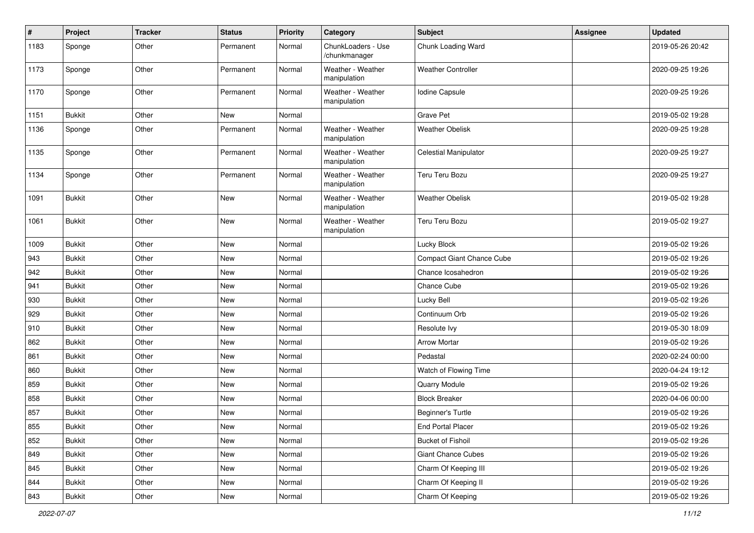| # | Project | Tracker | Status | Priority | Category | Subject | Assignee | Updated |
|---|---|---|---|---|---|---|---|---|
| 1183 | Sponge | Other | Permanent | Normal | ChunkLoaders - Use /chunkmanager | Chunk Loading Ward | | 2019-05-26 20:42 |
| 1173 | Sponge | Other | Permanent | Normal | Weather - Weather manipulation | Weather Controller | | 2020-09-25 19:26 |
| 1170 | Sponge | Other | Permanent | Normal | Weather - Weather manipulation | Iodine Capsule | | 2020-09-25 19:26 |
| 1151 | Bukkit | Other | New | Normal | | Grave Pet | | 2019-05-02 19:28 |
| 1136 | Sponge | Other | Permanent | Normal | Weather - Weather manipulation | Weather Obelisk | | 2020-09-25 19:28 |
| 1135 | Sponge | Other | Permanent | Normal | Weather - Weather manipulation | Celestial Manipulator | | 2020-09-25 19:27 |
| 1134 | Sponge | Other | Permanent | Normal | Weather - Weather manipulation | Teru Teru Bozu | | 2020-09-25 19:27 |
| 1091 | Bukkit | Other | New | Normal | Weather - Weather manipulation | Weather Obelisk | | 2019-05-02 19:28 |
| 1061 | Bukkit | Other | New | Normal | Weather - Weather manipulation | Teru Teru Bozu | | 2019-05-02 19:27 |
| 1009 | Bukkit | Other | New | Normal | | Lucky Block | | 2019-05-02 19:26 |
| 943 | Bukkit | Other | New | Normal | | Compact Giant Chance Cube | | 2019-05-02 19:26 |
| 942 | Bukkit | Other | New | Normal | | Chance Icosahedron | | 2019-05-02 19:26 |
| 941 | Bukkit | Other | New | Normal | | Chance Cube | | 2019-05-02 19:26 |
| 930 | Bukkit | Other | New | Normal | | Lucky Bell | | 2019-05-02 19:26 |
| 929 | Bukkit | Other | New | Normal | | Continuum Orb | | 2019-05-02 19:26 |
| 910 | Bukkit | Other | New | Normal | | Resolute Ivy | | 2019-05-30 18:09 |
| 862 | Bukkit | Other | New | Normal | | Arrow Mortar | | 2019-05-02 19:26 |
| 861 | Bukkit | Other | New | Normal | | Pedastal | | 2020-02-24 00:00 |
| 860 | Bukkit | Other | New | Normal | | Watch of Flowing Time | | 2020-04-24 19:12 |
| 859 | Bukkit | Other | New | Normal | | Quarry Module | | 2019-05-02 19:26 |
| 858 | Bukkit | Other | New | Normal | | Block Breaker | | 2020-04-06 00:00 |
| 857 | Bukkit | Other | New | Normal | | Beginner's Turtle | | 2019-05-02 19:26 |
| 855 | Bukkit | Other | New | Normal | | End Portal Placer | | 2019-05-02 19:26 |
| 852 | Bukkit | Other | New | Normal | | Bucket of Fishoil | | 2019-05-02 19:26 |
| 849 | Bukkit | Other | New | Normal | | Giant Chance Cubes | | 2019-05-02 19:26 |
| 845 | Bukkit | Other | New | Normal | | Charm Of Keeping III | | 2019-05-02 19:26 |
| 844 | Bukkit | Other | New | Normal | | Charm Of Keeping II | | 2019-05-02 19:26 |
| 843 | Bukkit | Other | New | Normal | | Charm Of Keeping | | 2019-05-02 19:26 |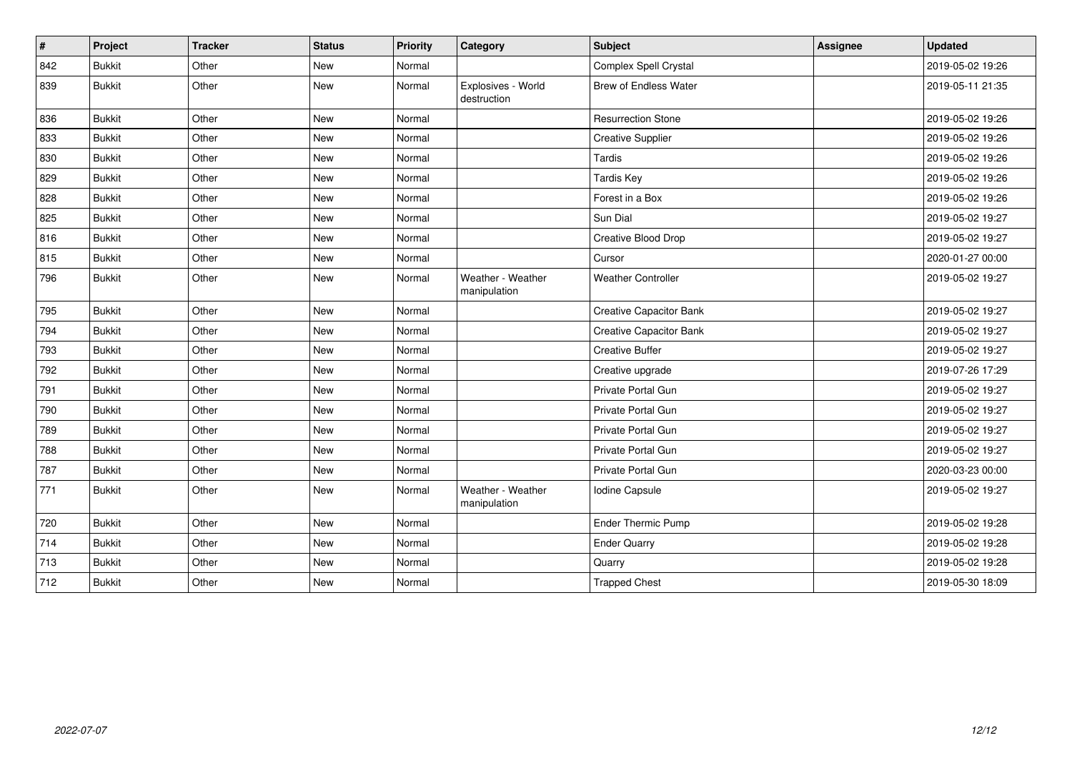| # | Project | Tracker | Status | Priority | Category | Subject | Assignee | Updated |
|---|---|---|---|---|---|---|---|---|
| 842 | Bukkit | Other | New | Normal | | Complex Spell Crystal | | 2019-05-02 19:26 |
| 839 | Bukkit | Other | New | Normal | Explosives - World destruction | Brew of Endless Water | | 2019-05-11 21:35 |
| 836 | Bukkit | Other | New | Normal | | Resurrection Stone | | 2019-05-02 19:26 |
| 833 | Bukkit | Other | New | Normal | | Creative Supplier | | 2019-05-02 19:26 |
| 830 | Bukkit | Other | New | Normal | | Tardis | | 2019-05-02 19:26 |
| 829 | Bukkit | Other | New | Normal | | Tardis Key | | 2019-05-02 19:26 |
| 828 | Bukkit | Other | New | Normal | | Forest in a Box | | 2019-05-02 19:26 |
| 825 | Bukkit | Other | New | Normal | | Sun Dial | | 2019-05-02 19:27 |
| 816 | Bukkit | Other | New | Normal | | Creative Blood Drop | | 2019-05-02 19:27 |
| 815 | Bukkit | Other | New | Normal | | Cursor | | 2020-01-27 00:00 |
| 796 | Bukkit | Other | New | Normal | Weather - Weather manipulation | Weather Controller | | 2019-05-02 19:27 |
| 795 | Bukkit | Other | New | Normal | | Creative Capacitor Bank | | 2019-05-02 19:27 |
| 794 | Bukkit | Other | New | Normal | | Creative Capacitor Bank | | 2019-05-02 19:27 |
| 793 | Bukkit | Other | New | Normal | | Creative Buffer | | 2019-05-02 19:27 |
| 792 | Bukkit | Other | New | Normal | | Creative upgrade | | 2019-07-26 17:29 |
| 791 | Bukkit | Other | New | Normal | | Private Portal Gun | | 2019-05-02 19:27 |
| 790 | Bukkit | Other | New | Normal | | Private Portal Gun | | 2019-05-02 19:27 |
| 789 | Bukkit | Other | New | Normal | | Private Portal Gun | | 2019-05-02 19:27 |
| 788 | Bukkit | Other | New | Normal | | Private Portal Gun | | 2019-05-02 19:27 |
| 787 | Bukkit | Other | New | Normal | | Private Portal Gun | | 2020-03-23 00:00 |
| 771 | Bukkit | Other | New | Normal | Weather - Weather manipulation | Iodine Capsule | | 2019-05-02 19:27 |
| 720 | Bukkit | Other | New | Normal | | Ender Thermic Pump | | 2019-05-02 19:28 |
| 714 | Bukkit | Other | New | Normal | | Ender Quarry | | 2019-05-02 19:28 |
| 713 | Bukkit | Other | New | Normal | | Quarry | | 2019-05-02 19:28 |
| 712 | Bukkit | Other | New | Normal | | Trapped Chest | | 2019-05-30 18:09 |